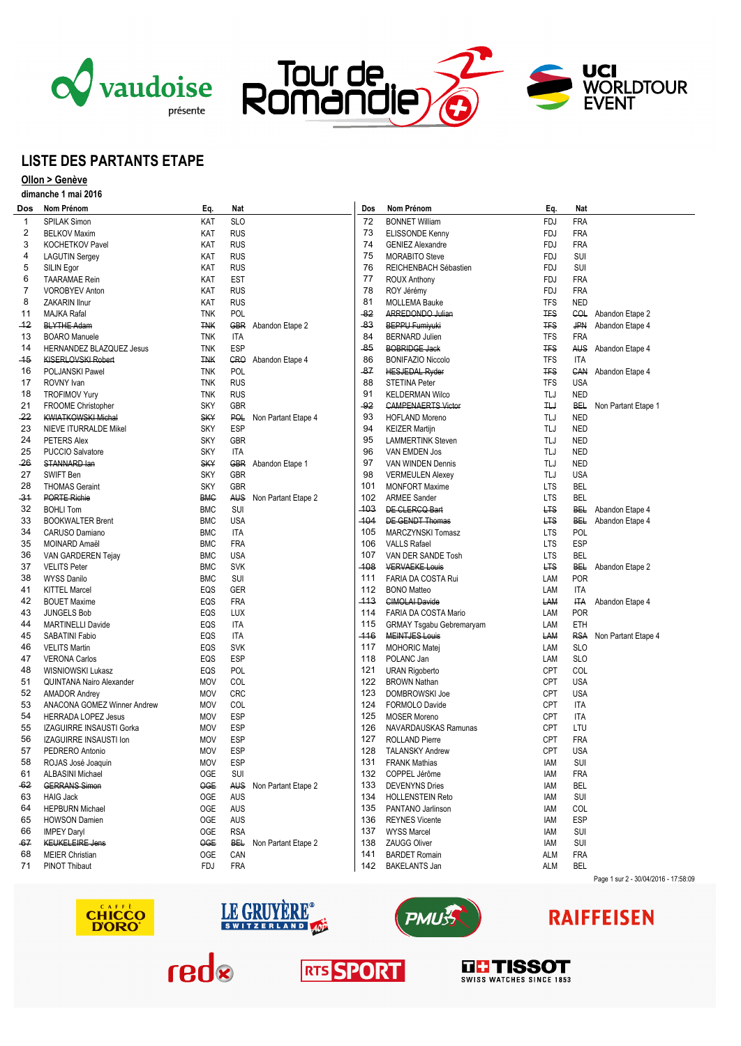## LISTE DES PARTANTS ETAPE

**Ollon > Genève**

**dimanche 1 mai 2016**

| Dos | Nom Prénom | Eq. | Nat | |
|---|---|---|---|---|
| 1 | SPILAK Simon | KAT | SLO | |
| 2 | BELKOV Maxim | KAT | RUS | |
| 3 | KOCHETKOV Pavel | KAT | RUS | |
| 4 | LAGUTIN Sergey | KAT | RUS | |
| 5 | SILIN Egor | KAT | RUS | |
| 6 | TAARAMAE Rein | KAT | EST | |
| 7 | VOROBYEV Anton | KAT | RUS | |
| 8 | ZAKARIN Ilnur | KAT | RUS | |
| 11 | MAJKA Rafal | TNK | POL | |
| ~~12~~ | ~~BLYTHE Adam~~ | ~~TNK~~ | ~~GBR~~ | Abandon Etape 2 |
| 13 | BOARO Manuele | TNK | ITA | |
| 14 | HERNANDEZ BLAZQUEZ Jesus | TNK | ESP | |
| ~~15~~ | ~~KISERLOVSKI Robert~~ | ~~TNK~~ | ~~CRO~~ | Abandon Etape 4 |
| 16 | POLJANSKI Pawel | TNK | POL | |
| 17 | ROVNY Ivan | TNK | RUS | |
| 18 | TROFIMOV Yury | TNK | RUS | |
| 21 | FROOME Christopher | SKY | GBR | |
| ~~22~~ | ~~KWIATKOWSKI Michal~~ | ~~SKY~~ | ~~POL~~ | Non Partant Etape 4 |
| 23 | NIEVE ITURRALDE Mikel | SKY | ESP | |
| 24 | PETERS Alex | SKY | GBR | |
| 25 | PUCCIO Salvatore | SKY | ITA | |
| ~~26~~ | ~~STANNARD Ian~~ | ~~SKY~~ | ~~GBR~~ | Abandon Etape 1 |
| 27 | SWIFT Ben | SKY | GBR | |
| 28 | THOMAS Geraint | SKY | GBR | |
| ~~31~~ | ~~PORTE Richie~~ | ~~BMC~~ | ~~AUS~~ | Non Partant Etape 2 |
| 32 | BOHLI Tom | BMC | SUI | |
| 33 | BOOKWALTER Brent | BMC | USA | |
| 34 | CARUSO Damiano | BMC | ITA | |
| 35 | MOINARD Amaël | BMC | FRA | |
| 36 | VAN GARDEREN Tejay | BMC | USA | |
| 37 | VELITS Peter | BMC | SVK | |
| 38 | WYSS Danilo | BMC | SUI | |
| 41 | KITTEL Marcel | EQS | GER | |
| 42 | BOUET Maxime | EQS | FRA | |
| 43 | JUNGELS Bob | EQS | LUX | |
| 44 | MARTINELLI Davide | EQS | ITA | |
| 45 | SABATINI Fabio | EQS | ITA | |
| 46 | VELITS Martin | EQS | SVK | |
| 47 | VERONA Carlos | EQS | ESP | |
| 48 | WISNIOWSKI Lukasz | EQS | POL | |
| 51 | QUINTANA Nairo Alexander | MOV | COL | |
| 52 | AMADOR Andrey | MOV | CRC | |
| 53 | ANACONA GOMEZ Winner Andrew | MOV | COL | |
| 54 | HERRADA LOPEZ Jesus | MOV | ESP | |
| 55 | IZAGUIRRE INSAUSTI Gorka | MOV | ESP | |
| 56 | IZAGUIRRE INSAUSTI Ion | MOV | ESP | |
| 57 | PEDRERO Antonio | MOV | ESP | |
| 58 | ROJAS José Joaquin | MOV | ESP | |
| 61 | ALBASINI Michael | OGE | SUI | |
| ~~62~~ | ~~GERRANS Simon~~ | ~~OGE~~ | ~~AUS~~ | Non Partant Etape 2 |
| 63 | HAIG Jack | OGE | AUS | |
| 64 | HEPBURN Michael | OGE | AUS | |
| 65 | HOWSON Damien | OGE | AUS | |
| 66 | IMPEY Daryl | OGE | RSA | |
| ~~67~~ | ~~KEUKELEIRE Jens~~ | ~~OGE~~ | ~~BEL~~ | Non Partant Etape 2 |
| 68 | MEIER Christian | OGE | CAN | |
| 71 | PINOT Thibaut | FDJ | FRA | |
| 72 | BONNET William | FDJ | FRA | |
| 73 | ELISSONDE Kenny | FDJ | FRA | |
| 74 | GENIEZ Alexandre | FDJ | FRA | |
| 75 | MORABITO Steve | FDJ | SUI | |
| 76 | REICHENBACH Sébastien | FDJ | SUI | |
| 77 | ROUX Anthony | FDJ | FRA | |
| 78 | ROY Jérémy | FDJ | FRA | |
| 81 | MOLLEMA Bauke | TFS | NED | |
| ~~82~~ | ~~ARREDONDO Julian~~ | ~~TFS~~ | ~~COL~~ | Abandon Etape 2 |
| ~~83~~ | ~~BEPPU Fumiyuki~~ | ~~TFS~~ | ~~JPN~~ | Abandon Etape 4 |
| 84 | BERNARD Julien | TFS | FRA | |
| ~~85~~ | ~~BOBRIDGE Jack~~ | ~~TFS~~ | ~~AUS~~ | Abandon Etape 4 |
| 86 | BONIFAZIO Niccolo | TFS | ITA | |
| ~~87~~ | ~~HESJEDAL Ryder~~ | ~~TFS~~ | ~~CAN~~ | Abandon Etape 4 |
| 88 | STETINA Peter | TFS | USA | |
| 91 | KELDERMAN Wilco | TLJ | NED | |
| ~~92~~ | ~~CAMPENAERTS Victor~~ | ~~TLJ~~ | ~~BEL~~ | Non Partant Etape 1 |
| 93 | HOFLAND Moreno | TLJ | NED | |
| 94 | KEIZER Martijn | TLJ | NED | |
| 95 | LAMMERTINK Steven | TLJ | NED | |
| 96 | VAN EMDEN Jos | TLJ | NED | |
| 97 | VAN WINDEN Dennis | TLJ | NED | |
| 98 | VERMEULEN Alexey | TLJ | USA | |
| 101 | MONFORT Maxime | LTS | BEL | |
| 102 | ARMEE Sander | LTS | BEL | |
| ~~103~~ | ~~DE CLERCQ Bart~~ | ~~LTS~~ | ~~BEL~~ | Abandon Etape 4 |
| ~~104~~ | ~~DE GENDT Thomas~~ | ~~LTS~~ | ~~BEL~~ | Abandon Etape 4 |
| 105 | MARCZYNSKI Tomasz | LTS | POL | |
| 106 | VALLS Rafael | LTS | ESP | |
| 107 | VAN DER SANDE Tosh | LTS | BEL | |
| ~~108~~ | ~~VERVAEKE Louis~~ | ~~LTS~~ | ~~BEL~~ | Abandon Etape 2 |
| 111 | FARIA DA COSTA Rui | LAM | POR | |
| 112 | BONO Matteo | LAM | ITA | |
| ~~113~~ | ~~CIMOLAI Davide~~ | ~~LAM~~ | ~~ITA~~ | Abandon Etape 4 |
| 114 | FARIA DA COSTA Mario | LAM | POR | |
| 115 | GRMAY Tsgabu Gebremaryam | LAM | ETH | |
| ~~116~~ | ~~MEINTJES Louis~~ | ~~LAM~~ | ~~RSA~~ | Non Partant Etape 4 |
| 117 | MOHORIC Matej | LAM | SLO | |
| 118 | POLANC Jan | LAM | SLO | |
| 121 | URAN Rigoberto | CPT | COL | |
| 122 | BROWN Nathan | CPT | USA | |
| 123 | DOMBROWSKI Joe | CPT | USA | |
| 124 | FORMOLO Davide | CPT | ITA | |
| 125 | MOSER Moreno | CPT | ITA | |
| 126 | NAVARDAUSKAS Ramunas | CPT | LTU | |
| 127 | ROLLAND Pierre | CPT | FRA | |
| 128 | TALANSKY Andrew | CPT | USA | |
| 131 | FRANK Mathias | IAM | SUI | |
| 132 | COPPEL Jérôme | IAM | FRA | |
| 133 | DEVENYNS Dries | IAM | BEL | |
| 134 | HOLLENSTEIN Reto | IAM | SUI | |
| 135 | PANTANO Jarlinson | IAM | COL | |
| 136 | REYNES Vicente | IAM | ESP | |
| 137 | WYSS Marcel | IAM | SUI | |
| 138 | ZAUGG Oliver | IAM | SUI | |
| 141 | BARDET Romain | ALM | FRA | |
| 142 | BAKELANTS Jan | ALM | BEL | |

Page 1 sur 2 - 30/04/2016 - 17:58:09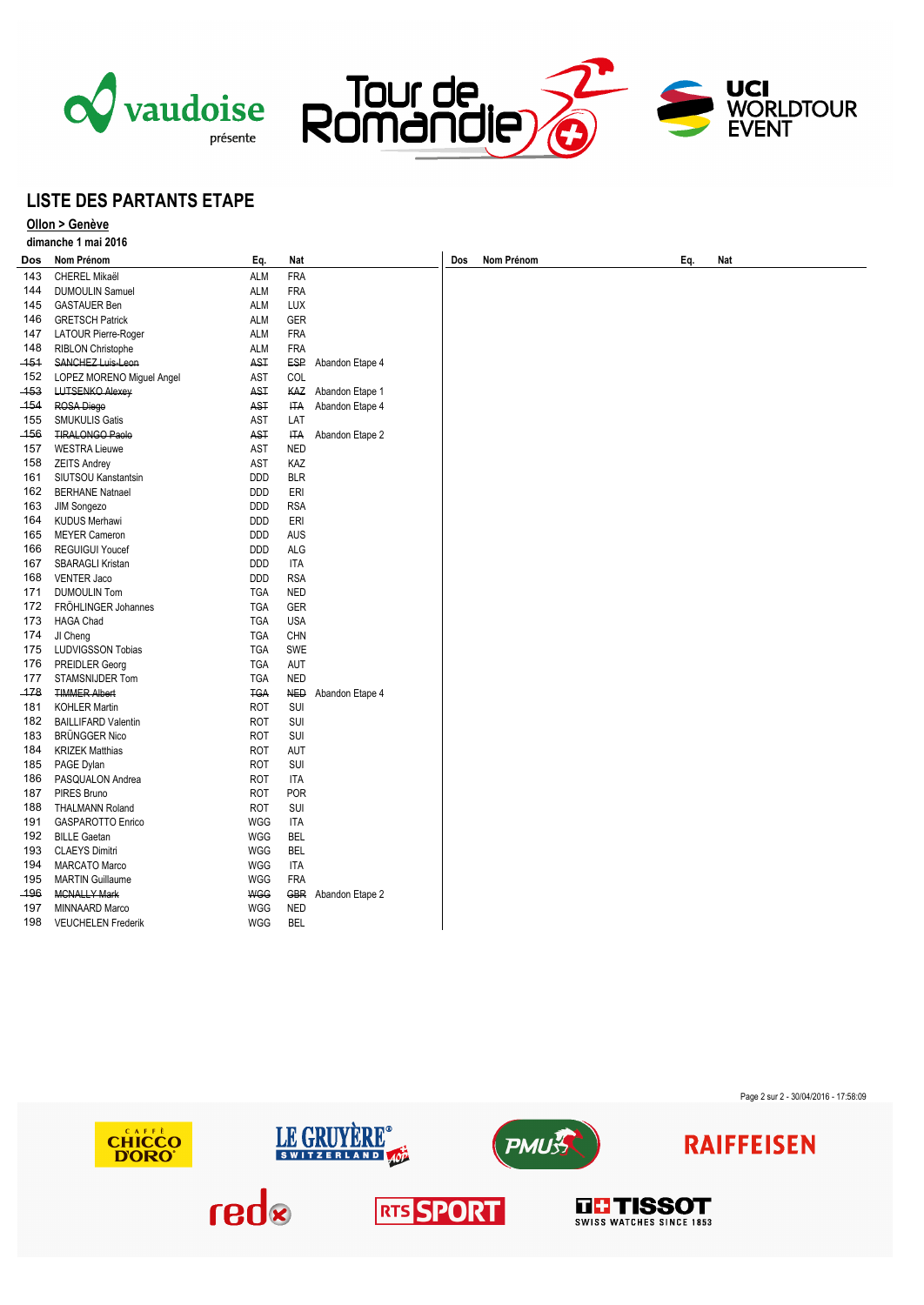## LISTE DES PARTANTS ETAPE

**Ollon > Genève**

**dimanche 1 mai 2016**

| Dos | Nom Prénom | Eq. | Nat | |
|---|---|---|---|---|
| 143 | CHEREL Mikaël | ALM | FRA | |
| 144 | DUMOULIN Samuel | ALM | FRA | |
| 145 | GASTAUER Ben | ALM | LUX | |
| 146 | GRETSCH Patrick | ALM | GER | |
| 147 | LATOUR Pierre-Roger | ALM | FRA | |
| 148 | RIBLON Christophe | ALM | FRA | |
| ~~151~~ | ~~SANCHEZ Luis-Leon~~ | ~~AST~~ | ~~ESP~~ | Abandon Etape 4 |
| 152 | LOPEZ MORENO Miguel Angel | AST | COL | |
| ~~153~~ | ~~LUTSENKO Alexey~~ | ~~AST~~ | ~~KAZ~~ | Abandon Etape 1 |
| ~~154~~ | ~~ROSA Diego~~ | ~~AST~~ | ~~ITA~~ | Abandon Etape 4 |
| 155 | SMUKULIS Gatis | AST | LAT | |
| ~~156~~ | ~~TIRALONGO Paolo~~ | ~~AST~~ | ~~ITA~~ | Abandon Etape 2 |
| 157 | WESTRA Lieuwe | AST | NED | |
| 158 | ZEITS Andrey | AST | KAZ | |
| 161 | SIUTSOU Kanstantsin | DDD | BLR | |
| 162 | BERHANE Natnael | DDD | ERI | |
| 163 | JIM Songezo | DDD | RSA | |
| 164 | KUDUS Merhawi | DDD | ERI | |
| 165 | MEYER Cameron | DDD | AUS | |
| 166 | REGUIGUI Youcef | DDD | ALG | |
| 167 | SBARAGLI Kristan | DDD | ITA | |
| 168 | VENTER Jaco | DDD | RSA | |
| 171 | DUMOULIN Tom | TGA | NED | |
| 172 | FRÖHLINGER Johannes | TGA | GER | |
| 173 | HAGA Chad | TGA | USA | |
| 174 | JI Cheng | TGA | CHN | |
| 175 | LUDVIGSSON Tobias | TGA | SWE | |
| 176 | PREIDLER Georg | TGA | AUT | |
| 177 | STAMSNIJDER Tom | TGA | NED | |
| ~~178~~ | ~~TIMMER Albert~~ | ~~TGA~~ | ~~NED~~ | Abandon Etape 4 |
| 181 | KOHLER Martin | ROT | SUI | |
| 182 | BAILLIFARD Valentin | ROT | SUI | |
| 183 | BRÜNGGER Nico | ROT | SUI | |
| 184 | KRIZEK Matthias | ROT | AUT | |
| 185 | PAGE Dylan | ROT | SUI | |
| 186 | PASQUALON Andrea | ROT | ITA | |
| 187 | PIRES Bruno | ROT | POR | |
| 188 | THALMANN Roland | ROT | SUI | |
| 191 | GASPAROTTO Enrico | WGG | ITA | |
| 192 | BILLE Gaetan | WGG | BEL | |
| 193 | CLAEYS Dimitri | WGG | BEL | |
| 194 | MARCATO Marco | WGG | ITA | |
| 195 | MARTIN Guillaume | WGG | FRA | |
| ~~196~~ | ~~MCNALLY Mark~~ | ~~WGG~~ | ~~GBR~~ | Abandon Etape 2 |
| 197 | MINNAARD Marco | WGG | NED | |
| 198 | VEUCHELEN Frederik | WGG | BEL | |

30/04/2016 - 17:58:09